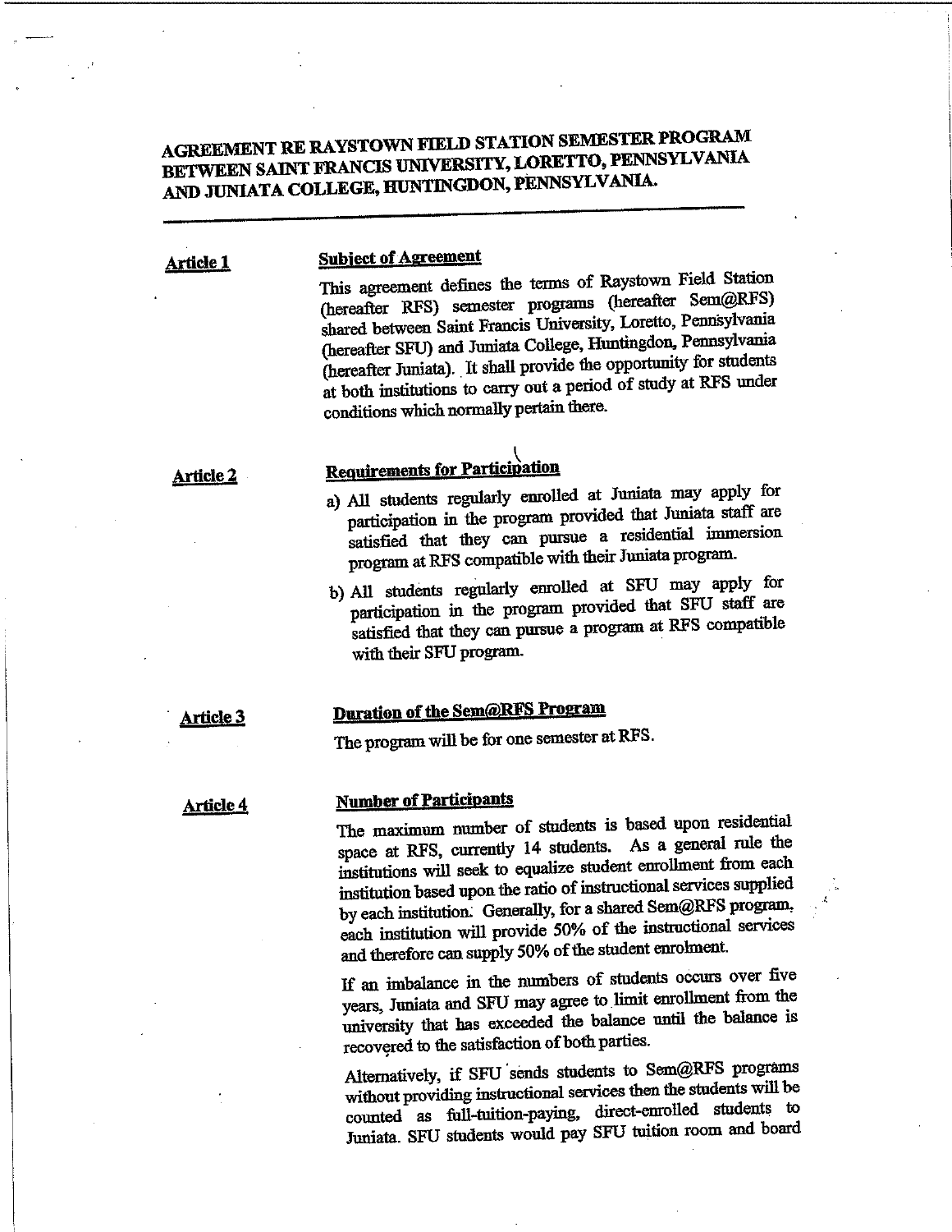# AGREEMENT RE RAYSTOWN FIELD STATION SEMESTER PROGRAM BETWEEN SAINT FRANCIS UNIVERSITY, LORETTO, PENNSYLVANIA AND JUNIATA COLLEGE, HUNTINGDON, PENNSYLVANIA.

**Article 1** — **Subject of Agreement**

This agreement defines the terms of Raystown Field Station (hereafter RFS) semester programs (hereafter Sem@RFS) shared between Saint Francis University, Loretto, Pennsylvania (hereafter SFU) and Juniata College, Huntingdon, Pennsylvania (hereafter Juniata). It shall provide the opportunity for students at both institutions to carry out a period of study at RFS under conditions which normally pertain there.

**Article 2** — **Requirements for Participation**

a) All students regularly enrolled at Juniata may apply for participation in the program provided that Juniata staff are satisfied that they can pursue a residential immersion program at RFS compatible with their Juniata program.

b) All students regularly enrolled at SFU may apply for participation in the program provided that SFU staff are satisfied that they can pursue a program at RFS compatible with their SFU program.

**Article 3** — **Duration of the Sem@RFS Program**

The program will be for one semester at RFS.

**Article 4** — **Number of Participants**

The maximum number of students is based upon residential space at RFS, currently 14 students. As a general rule the institutions will seek to equalize student enrollment from each institution based upon the ratio of instructional services supplied by each institution. Generally, for a shared Sem@RFS program, each institution will provide 50% of the instructional services and therefore can supply 50% of the student enrolment.

If an imbalance in the numbers of students occurs over five years, Juniata and SFU may agree to limit enrollment from the university that has exceeded the balance until the balance is recovered to the satisfaction of both parties.

Alternatively, if SFU sends students to Sem@RFS programs without providing instructional services then the students will be counted as full-tuition-paying, direct-enrolled students to Juniata. SFU students would pay SFU tuition room and board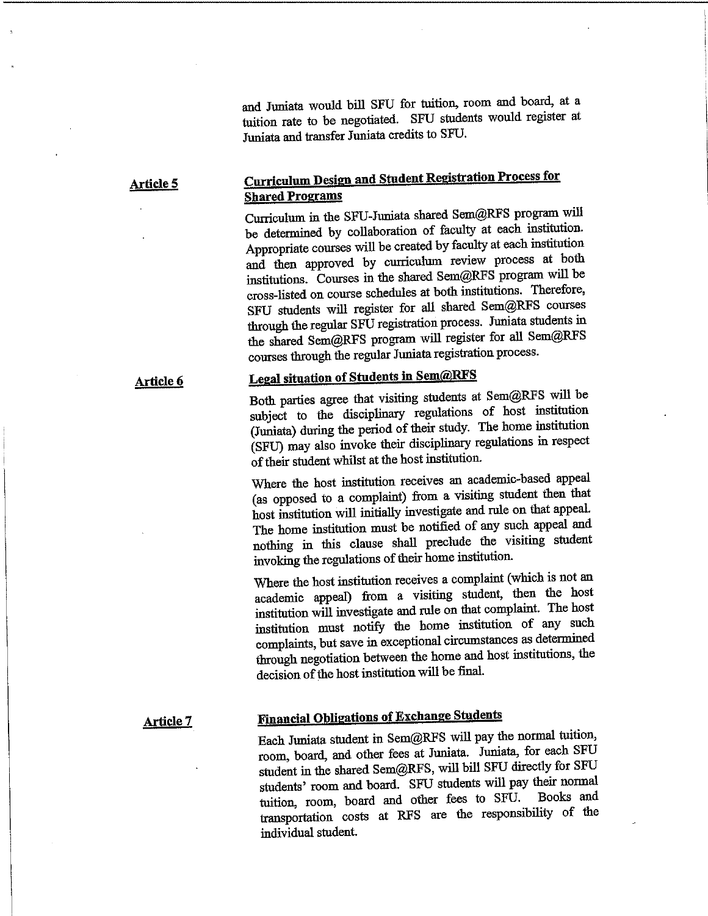and Juniata would bill SFU for tuition, room and board, at a tuition rate to be negotiated. SFU students would register at Juniata and transfer Juniata credits to SFU.

**Article 5** **Curriculum Design and Student Registration Process for Shared Programs**

Curriculum in the SFU-Juniata shared Sem@RFS program will be determined by collaboration of faculty at each institution. Appropriate courses will be created by faculty at each institution and then approved by curriculum review process at both institutions. Courses in the shared Sem@RFS program will be cross-listed on course schedules at both institutions. Therefore, SFU students will register for all shared Sem@RFS courses through the regular SFU registration process. Juniata students in the shared Sem@RFS program will register for all Sem@RFS courses through the regular Juniata registration process.

**Article 6** **Legal situation of Students in Sem@RFS**

Both parties agree that visiting students at Sem@RFS will be subject to the disciplinary regulations of host institution (Juniata) during the period of their study. The home institution (SFU) may also invoke their disciplinary regulations in respect of their student whilst at the host institution.

Where the host institution receives an academic-based appeal (as opposed to a complaint) from a visiting student then that host institution will initially investigate and rule on that appeal. The home institution must be notified of any such appeal and nothing in this clause shall preclude the visiting student invoking the regulations of their home institution.

Where the host institution receives a complaint (which is not an academic appeal) from a visiting student, then the host institution will investigate and rule on that complaint. The host institution must notify the home institution of any such complaints, but save in exceptional circumstances as determined through negotiation between the home and host institutions, the decision of the host institution will be final.

**Article 7** **Financial Obligations of Exchange Students**

Each Juniata student in Sem@RFS will pay the normal tuition, room, board, and other fees at Juniata. Juniata, for each SFU student in the shared Sem@RFS, will bill SFU directly for SFU students' room and board. SFU students will pay their normal tuition, room, board and other fees to SFU. Books and transportation costs at RFS are the responsibility of the individual student.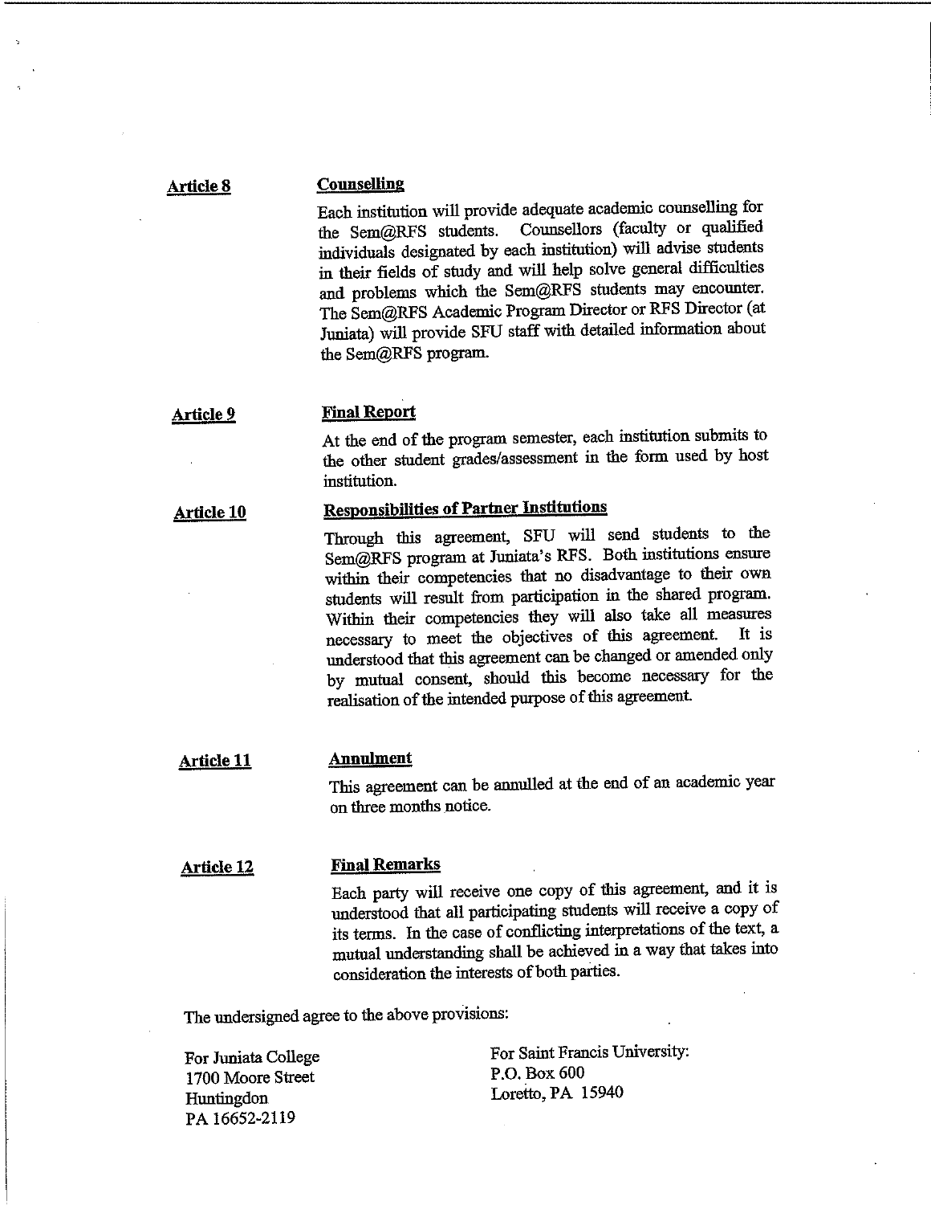**Article 8** **Counselling**

Each institution will provide adequate academic counselling for the Sem@RFS students. Counsellors (faculty or qualified individuals designated by each institution) will advise students in their fields of study and will help solve general difficulties and problems which the Sem@RFS students may encounter. The Sem@RFS Academic Program Director or RFS Director (at Juniata) will provide SFU staff with detailed information about the Sem@RFS program.

**Article 9** **Final Report**

At the end of the program semester, each institution submits to the other student grades/assessment in the form used by host institution.

**Article 10** **Responsibilities of Partner Institutions**

Through this agreement, SFU will send students to the Sem@RFS program at Juniata's RFS. Both institutions ensure within their competencies that no disadvantage to their own students will result from participation in the shared program. Within their competencies they will also take all measures necessary to meet the objectives of this agreement. It is understood that this agreement can be changed or amended only by mutual consent, should this become necessary for the realisation of the intended purpose of this agreement.

**Article 11** **Annulment**

This agreement can be annulled at the end of an academic year on three months notice.

**Article 12** **Final Remarks**

Each party will receive one copy of this agreement, and it is understood that all participating students will receive a copy of its terms. In the case of conflicting interpretations of the text, a mutual understanding shall be achieved in a way that takes into consideration the interests of both parties.

The undersigned agree to the above provisions:

For Juniata College
1700 Moore Street
Huntingdon
PA 16652-2119

For Saint Francis University:
P.O. Box 600
Loretto, PA 15940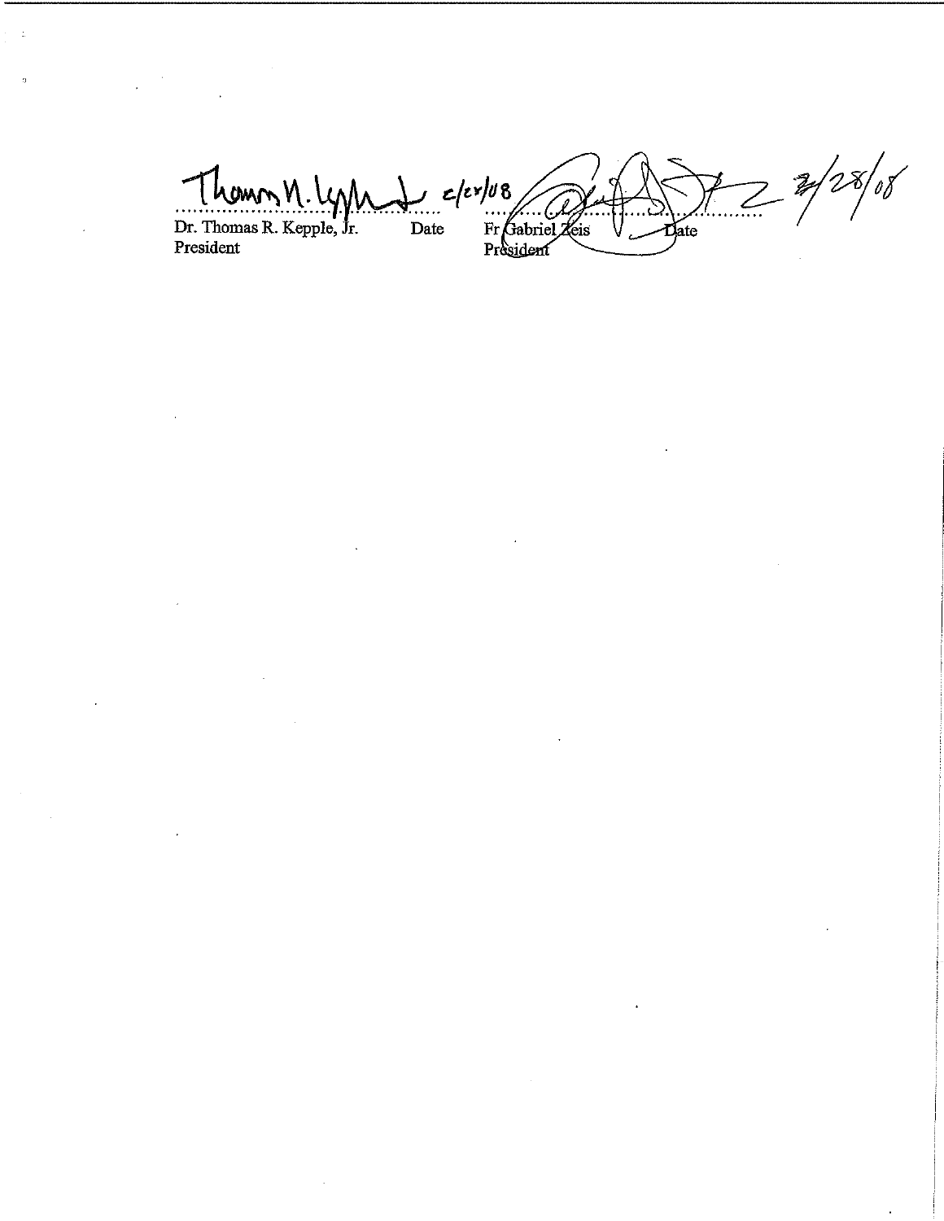| | |
|---|---|
| Thomas R. Kepple Jr. 2/28/08 | 2/28/08 |
| Dr. Thomas R. Kepple, Jr. Date | Fr Gabriel Zeis Date |
| President | President |